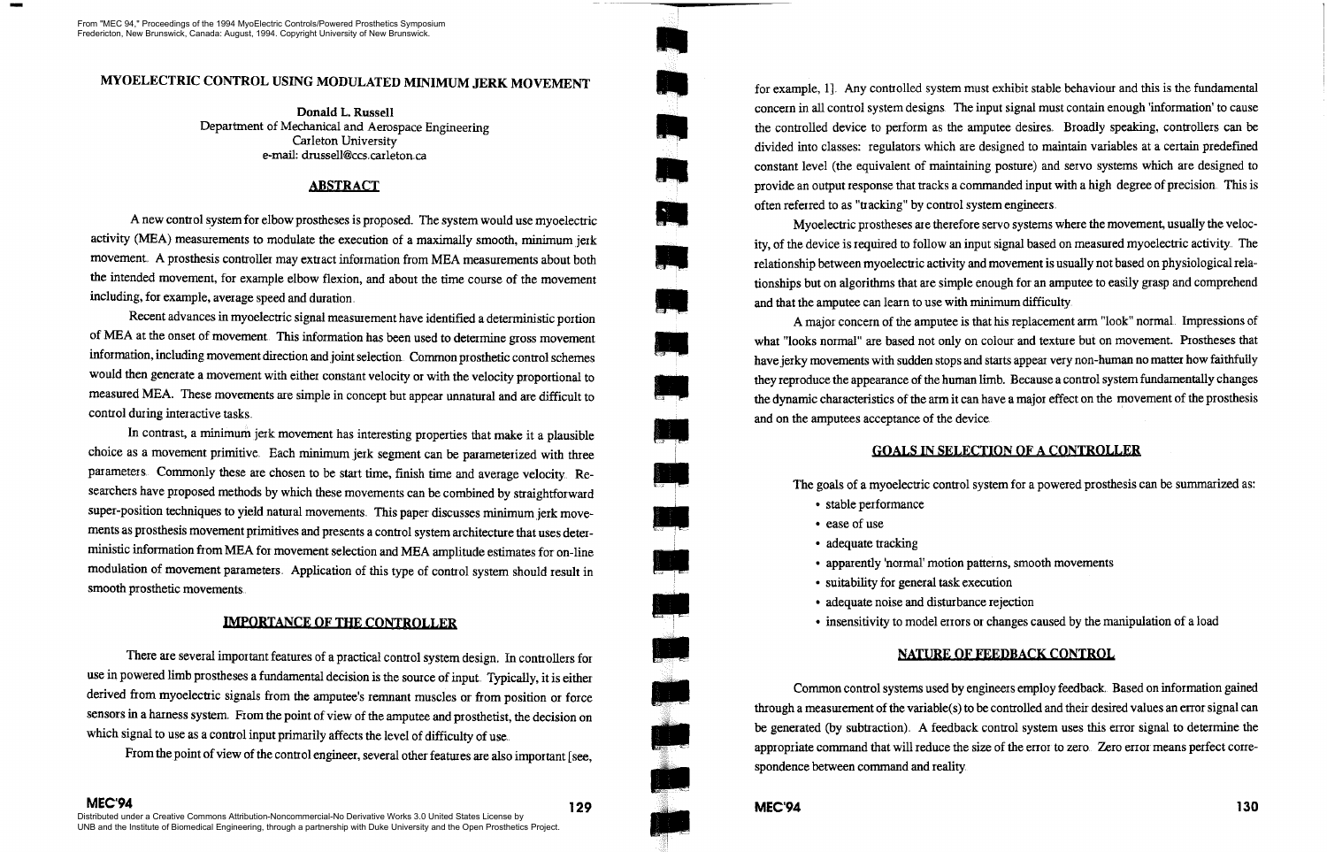# MYOELECTRIC CONTROL USING MODULATED MINIMUM JERK MOVEMENT

**Donald L. Russell**
Department of Mechanical and Aerospace Engineering
Carleton University
e-mail: drussell@ccs.carleton.ca

## ABSTRACT

A new control system for elbow prostheses is proposed. The system would use myoelectric activity (MEA) measurements to modulate the execution of a maximally smooth, minimum jerk movement. A prosthesis controller may extract information from MEA measurements about both the intended movement, for example elbow flexion, and about the time course of the movement including, for example, average speed and duration.

Recent advances in myoelectric signal measurement have identified a deterministic portion of MEA at the onset of movement. This information has been used to determine gross movement information, including movement direction and joint selection. Common prosthetic control schemes would then generate a movement with either constant velocity or with the velocity proportional to measured MEA. These movements are simple in concept but appear unnatural and are difficult to control during interactive tasks.

In contrast, a minimum jerk movement has interesting properties that make it a plausible choice as a movement primitive. Each minimum jerk segment can be parameterized with three parameters. Commonly these are chosen to be start time, finish time and average velocity. Researchers have proposed methods by which these movements can be combined by straightforward super-position techniques to yield natural movements. This paper discusses minimum jerk movements as prosthesis movement primitives and presents a control system architecture that uses deterministic information from MEA for movement selection and MEA amplitude estimates for on-line modulation of movement parameters. Application of this type of control system should result in smooth prosthetic movements.

## IMPORTANCE OF THE CONTROLLER

There are several important features of a practical control system design. In controllers for use in powered limb prostheses a fundamental decision is the source of input. Typically, it is either derived from myoelectric signals from the amputee's remnant muscles or from position or force sensors in a harness system. From the point of view of the amputee and prosthetist, the decision on which signal to use as a control input primarily affects the level of difficulty of use.

From the point of view of the control engineer, several other features are also important [see, for example, 1]. Any controlled system must exhibit stable behaviour and this is the fundamental concern in all control system designs. The input signal must contain enough 'information' to cause the controlled device to perform as the amputee desires. Broadly speaking, controllers can be divided into classes: regulators which are designed to maintain variables at a certain predefined constant level (the equivalent of maintaining posture) and servo systems which are designed to provide an output response that tracks a commanded input with a high degree of precision. This is often referred to as "tracking" by control system engineers.

Myoelectric prostheses are therefore servo systems where the movement, usually the velocity, of the device is required to follow an input signal based on measured myoelectric activity. The relationship between myoelectric activity and movement is usually not based on physiological relationships but on algorithms that are simple enough for an amputee to easily grasp and comprehend and that the amputee can learn to use with minimum difficulty.

A major concern of the amputee is that his replacement arm "look" normal. Impressions of what "looks normal" are based not only on colour and texture but on movement. Prostheses that have jerky movements with sudden stops and starts appear very non-human no matter how faithfully they reproduce the appearance of the human limb. Because a control system fundamentally changes the dynamic characteristics of the arm it can have a major effect on the movement of the prosthesis and on the amputees acceptance of the device.

## GOALS IN SELECTION OF A CONTROLLER

The goals of a myoelectric control system for a powered prosthesis can be summarized as:

- stable performance
- ease of use
- adequate tracking
- apparently 'normal' motion patterns, smooth movements
- suitability for general task execution
- adequate noise and disturbance rejection
- insensitivity to model errors or changes caused by the manipulation of a load

## NATURE OF FEEDBACK CONTROL

Common control systems used by engineers employ feedback. Based on information gained through a measurement of the variable(s) to be controlled and their desired values an error signal can be generated (by subtraction). A feedback control system uses this error signal to determine the appropriate command that will reduce the size of the error to zero. Zero error means perfect correspondence between command and reality.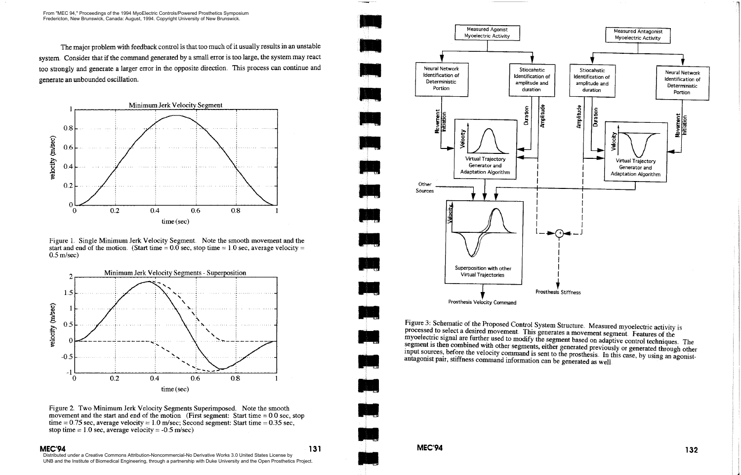The major problem with feedback control is that too much of it usually results in an unstable system. Consider that if the command generated by a small error is too large, the system may react too strongly and generate a larger error in the opposite direction. This process can continue and generate an unbounded oscillation.

Figure 1. Single Minimum Jerk Velocity Segment. Note the smooth movement and the start and end of the motion. (Start time = 0.0 sec, stop time = 1.0 sec, average velocity = 0.5 m/sec)

Figure 2. Two Minimum Jerk Velocity Segments Superimposed. Note the smooth movement and the start and end of the motion. (First segment: Start time = 0.0 sec, stop time = 0.75 sec, average velocity = 1.0 m/sec; Second segment: Start time = 0.35 sec, stop time = 1.0 sec, average velocity = -0.5 m/sec)

Figure 3: Schematic of the Proposed Control System Structure. Measured myoelectric activity is processed to select a desired movement. This generates a movement segment. Features of the myoelectric signal are further used to modify the segment based on adaptive control techniques. The segment is then combined with other segments, either generated previously or generated through other input sources, before the velocity command is sent to the prosthesis. In this case, by using an agonist-antagonist pair, stiffness command information can be generated as well.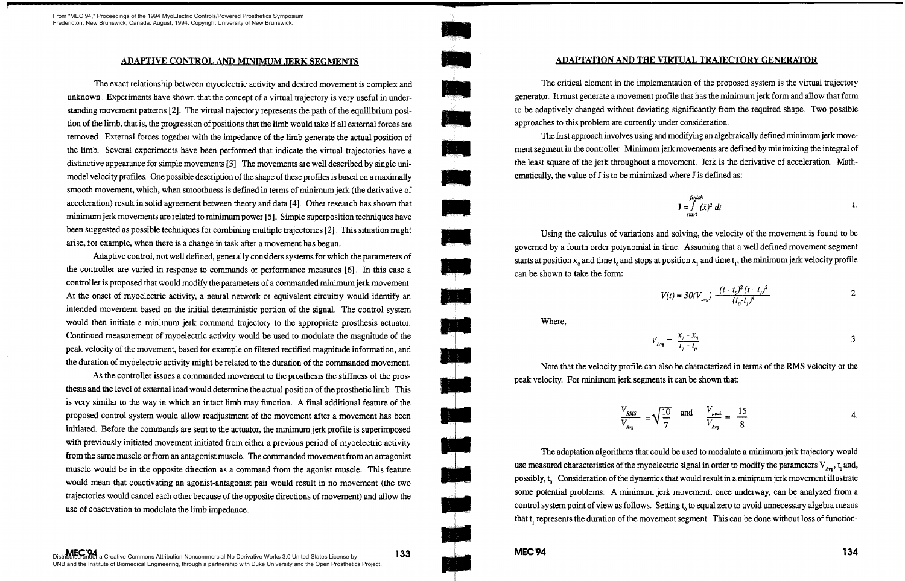## ADAPTIVE CONTROL AND MINIMUM JERK SEGMENTS

The exact relationship between myoelectric activity and desired movement is complex and unknown. Experiments have shown that the concept of a virtual trajectory is very useful in understanding movement patterns [2]. The virtual trajectory represents the path of the equilibrium position of the limb, that is, the progression of positions that the limb would take if all external forces are removed. External forces together with the impedance of the limb generate the actual position of the limb. Several experiments have been performed that indicate the virtual trajectories have a distinctive appearance for simple movements [3]. The movements are well described by single unimodel velocity profiles. One possible description of the shape of these profiles is based on a maximally smooth movement, which, where smoothness is defined in terms of minimum jerk (the derivative of acceleration) result in solid agreement between theory and data [4]. Other research has shown that minimum jerk movements are related to minimum power [5]. Simple superposition techniques have been suggested as possible techniques for combining multiple trajectories [2]. This situation might arise, for example, when there is a change in task after a movement has begun.

Adaptive control, not well defined, generally considers systems for which the parameters of the controller are varied in response to commands or performance measures [6]. In this case a controller is proposed that would modify the parameters of a commanded minimum jerk movement. At the onset of myoelectric activity, a neural network or equivalent circuitry would identify an intended movement based on the initial deterministic portion of the signal. The control system would then initiate a minimum jerk command trajectory to the appropriate prosthesis actuator. Continued measurement of myoelectric activity would be used to modulate the magnitude of the peak velocity of the movement, based for example on filtered rectified magnitude information, and the duration of myoelectric activity might be related to the duration of the commanded movement.

As the controller issues a commanded movement to the prosthesis the stiffness of the prosthesis and the level of external load would determine the actual position of the prosthetic limb. This is very similar to the way in which an intact limb may function. A final additional feature of the proposed control system would allow readjustment of the movement after a movement has been initiated. Before the commands are sent to the actuator, the minimum jerk profile is superimposed with previously initiated movement initiated from either a previous period of myoelectric activity from the same muscle or from an antagonist muscle. The commanded movement from an antagonist muscle would be in the opposite direction as a command from the agonist muscle. This feature would mean that coactivating an agonist-antagonist pair would result in no movement (the two trajectories would cancel each other because of the opposite directions of movement) and allow the use of coactivation to modulate the limb impedance.

## ADAPTATION AND THE VIRTUAL TRAJECTORY GENERATOR

The critical element in the implementation of the proposed system is the virtual trajectory generator. It must generate a movement profile that has the minimum jerk form and allow that form to be adaptively changed without deviating significantly from the required shape. Two possible approaches to this problem are currently under consideration.

The first approach involves using and modifying an algebraically defined minimum jerk movement segment in the controller. Minimum jerk movements are defined by minimizing the integral of the least square of the jerk throughout a movement. Jerk is the derivative of acceleration. Mathematically, the value of J is to be minimized where J is defined as:

$$J = \int_{start}^{finish} (\dddot{x})^2 \, dt \qquad 1.$$

Using the calculus of variations and solving, the velocity of the movement is found to be governed by a fourth order polynomial in time. Assuming that a well defined movement segment starts at position $x_0$ and time $t_0$ and stops at position $x_1$ and time $t_1$, the minimum jerk velocity profile can be shown to take the form:

$$V(t) = 30(V_{avg}) \frac{(t - t_0)^2 (t - t_1)^2}{(t_0 - t_1)^4} \qquad 2.$$

Where,

$$V_{Avg} = \frac{x_1 - x_0}{t_1 - t_0} \qquad 3.$$

Note that the velocity profile can also be characterized in terms of the RMS velocity or the peak velocity. For minimum jerk segments it can be shown that:

$$\frac{V_{RMS}}{V_{Avg}} = \sqrt{\frac{10}{7}} \quad \text{and} \quad \frac{V_{peak}}{V_{Avg}} = \frac{15}{8} \qquad 4.$$

The adaptation algorithms that could be used to modulate a minimum jerk trajectory would use measured characteristics of the myoelectric signal in order to modify the parameters $V_{Avg}$, $t_1$ and, possibly, $t_0$. Consideration of the dynamics that would result in a minimum jerk movement illustrate some potential problems. A minimum jerk movement, once underway, can be analyzed from a control system point of view as follows. Setting $t_0$ to equal zero to avoid unnecessary algebra means that $t_1$ represents the duration of the movement segment. This can be done without loss of function-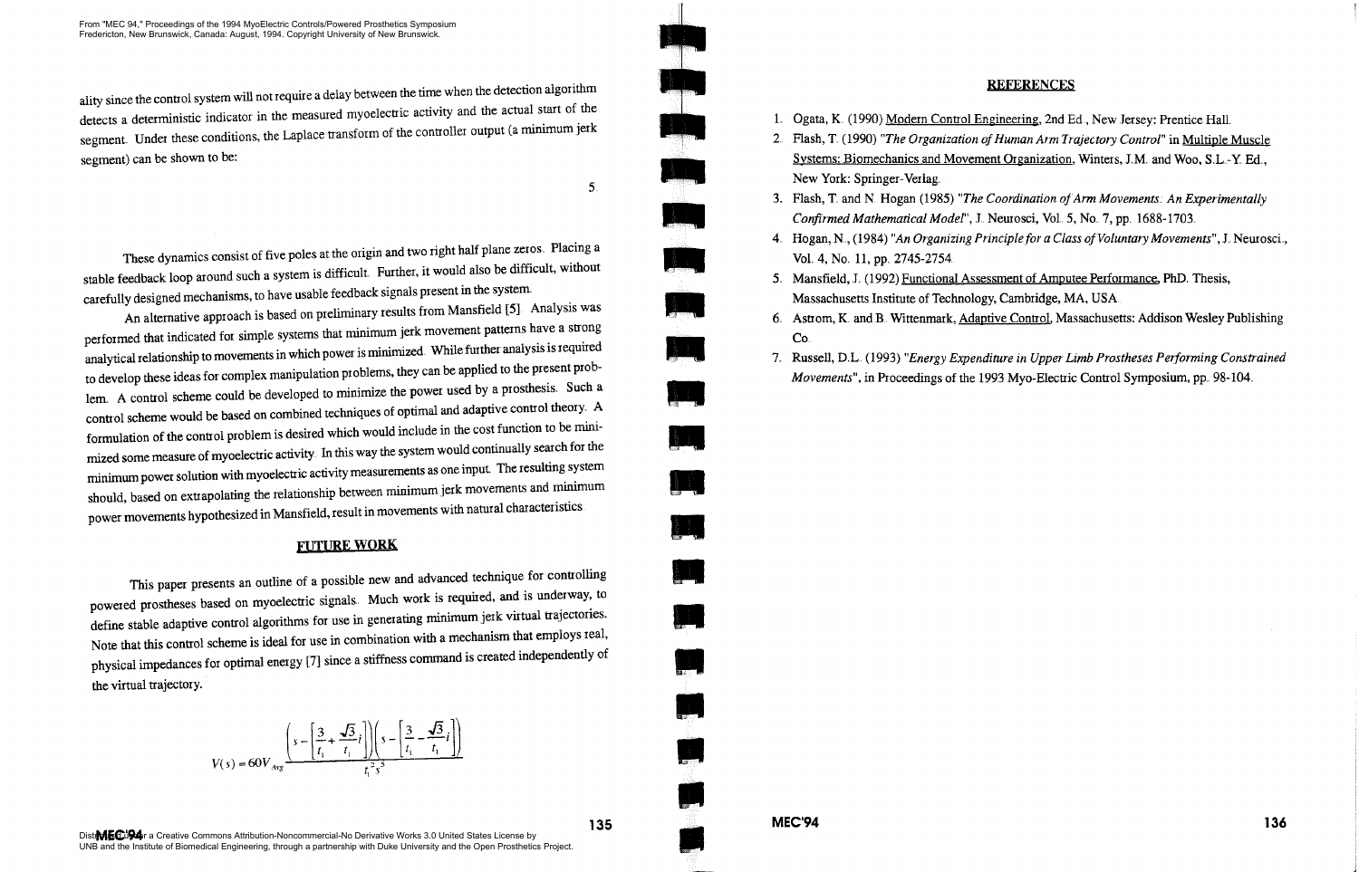ality since the control system will not require a delay between the time when the detection algorithm detects a deterministic indicator in the measured myoelectric activity and the actual start of the segment. Under these conditions, the Laplace transform of the controller output (a minimum jerk segment) can be shown to be:

$$V(s) = 60V_{Avg}\frac{\left(s - \left[\frac{3}{t_1} + \frac{\sqrt{3}}{t_1}i\right]\right)\left(s - \left[\frac{3}{t_1} - \frac{\sqrt{3}}{t_1}i\right]\right)}{t_1^2 s^5} \quad (5)$$

These dynamics consist of five poles at the origin and two right half plane zeros. Placing a stable feedback loop around such a system is difficult. Further, it would also be difficult, without carefully designed mechanisms, to have usable feedback signals present in the system.

An alternative approach is based on preliminary results from Mansfield [5]. Analysis was performed that indicated for simple systems that minimum jerk movement patterns have a strong analytical relationship to movements in which power is minimized. While further analysis is required to develop these ideas for complex manipulation problems, they can be applied to the present problem. A control scheme could be developed to minimize the power used by a prosthesis. Such a control scheme would be based on combined techniques of optimal and adaptive control theory. A formulation of the control problem is desired which would include in the cost function to be minimized some measure of myoelectric activity. In this way the system would continually search for the minimum power solution with myoelectric activity measurements as one input. The resulting system should, based on extrapolating the relationship between minimum jerk movements and minimum power movements hypothesized in Mansfield, result in movements with natural characteristics.

## FUTURE WORK

This paper presents an outline of a possible new and advanced technique for controlling powered prostheses based on myoelectric signals. Much work is required, and is underway, to define stable adaptive control algorithms for use in generating minimum jerk virtual trajectories. Note that this control scheme is ideal for use in combination with a mechanism that employs real, physical impedances for optimal energy [7] since a stiffness command is created independently of the virtual trajectory.

## REFERENCES

1. Ogata, K. (1990) Modern Control Engineering, 2nd Ed., New Jersey: Prentice Hall.
2. Flash, T. (1990) *"The Organization of Human Arm Trajectory Control"* in Multiple Muscle Systems: Biomechanics and Movement Organization, Winters, J.M. and Woo, S.L.-Y. Ed., New York: Springer-Verlag.
3. Flash, T. and N. Hogan (1985) *"The Coordination of Arm Movements: An Experimentally Confirmed Mathematical Model"*, J. Neurosci, Vol. 5, No. 7, pp. 1688-1703.
4. Hogan, N., (1984) *"An Organizing Principle for a Class of Voluntary Movements"*, J. Neurosci., Vol. 4, No. 11, pp. 2745-2754.
5. Mansfield, J. (1992) Functional Assessment of Amputee Performance, PhD. Thesis, Massachusetts Institute of Technology, Cambridge, MA, USA.
6. Astrom, K. and B. Wittenmark, Adaptive Control, Massachusetts: Addison Wesley Publishing Co.
7. Russell, D.L. (1993) *"Energy Expenditure in Upper Limb Prostheses Performing Constrained Movements"*, in Proceedings of the 1993 Myo-Electric Control Symposium, pp. 98-104.